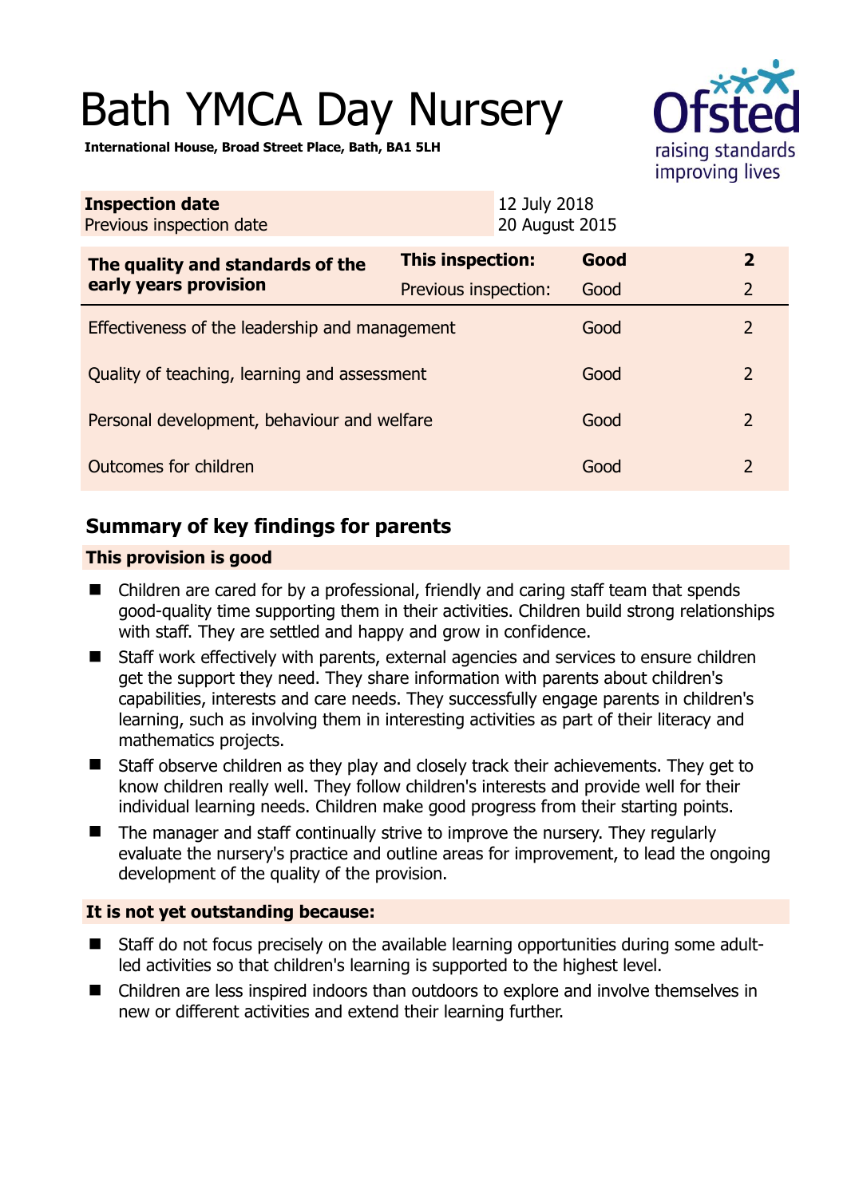# Bath YMCA Day Nursery

**International House, Broad Street Place, Bath, BA1 5LH**

| **Inspection date** | 12 July 2018 |
|---|---|
| Previous inspection date | 20 August 2015 |

| **The quality and standards of the early years provision** | **This inspection:** | **Good** | **2** |
|---|---|---|---|
| | Previous inspection: | Good | 2 |
| Effectiveness of the leadership and management | | Good | 2 |
| Quality of teaching, learning and assessment | | Good | 2 |
| Personal development, behaviour and welfare | | Good | 2 |
| Outcomes for children | | Good | 2 |

## Summary of key findings for parents

### This provision is good

- Children are cared for by a professional, friendly and caring staff team that spends good-quality time supporting them in their activities. Children build strong relationships with staff. They are settled and happy and grow in confidence.
- Staff work effectively with parents, external agencies and services to ensure children get the support they need. They share information with parents about children's capabilities, interests and care needs. They successfully engage parents in children's learning, such as involving them in interesting activities as part of their literacy and mathematics projects.
- Staff observe children as they play and closely track their achievements. They get to know children really well. They follow children's interests and provide well for their individual learning needs. Children make good progress from their starting points.
- The manager and staff continually strive to improve the nursery. They regularly evaluate the nursery's practice and outline areas for improvement, to lead the ongoing development of the quality of the provision.

### It is not yet outstanding because:

- Staff do not focus precisely on the available learning opportunities during some adult-led activities so that children's learning is supported to the highest level.
- Children are less inspired indoors than outdoors to explore and involve themselves in new or different activities and extend their learning further.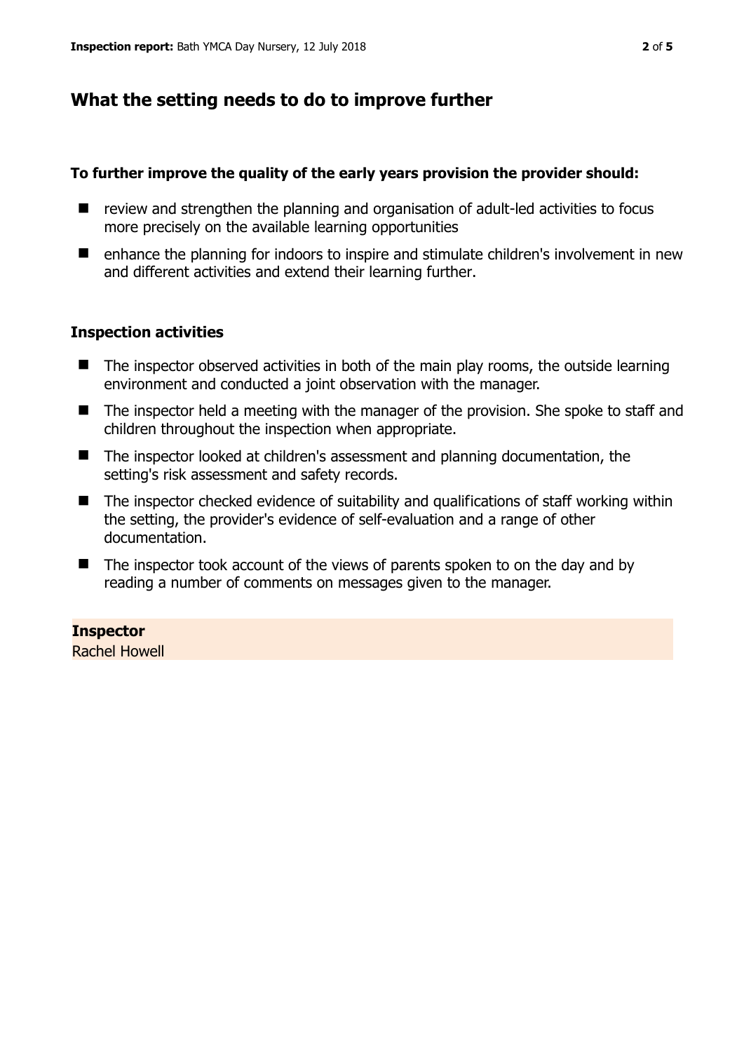## What the setting needs to do to improve further

**To further improve the quality of the early years provision the provider should:**

- review and strengthen the planning and organisation of adult-led activities to focus more precisely on the available learning opportunities
- enhance the planning for indoors to inspire and stimulate children's involvement in new and different activities and extend their learning further.

### Inspection activities

- The inspector observed activities in both of the main play rooms, the outside learning environment and conducted a joint observation with the manager.
- The inspector held a meeting with the manager of the provision. She spoke to staff and children throughout the inspection when appropriate.
- The inspector looked at children's assessment and planning documentation, the setting's risk assessment and safety records.
- The inspector checked evidence of suitability and qualifications of staff working within the setting, the provider's evidence of self-evaluation and a range of other documentation.
- The inspector took account of the views of parents spoken to on the day and by reading a number of comments on messages given to the manager.

**Inspector**
Rachel Howell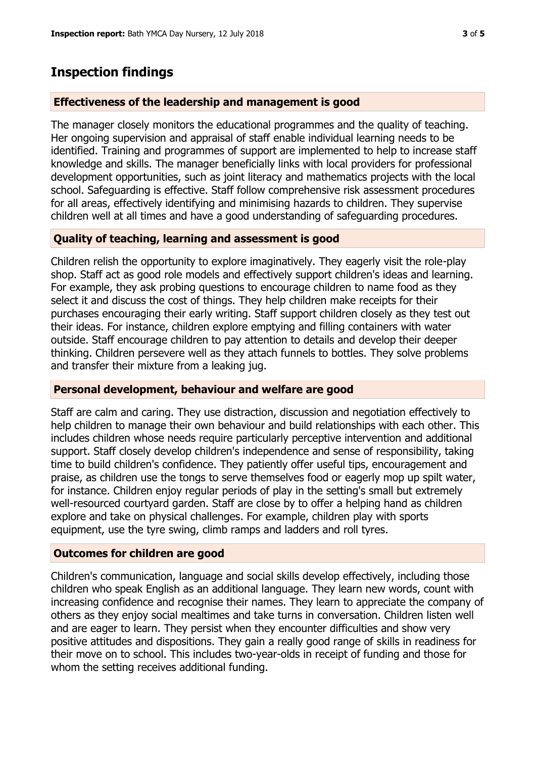## Inspection findings

### Effectiveness of the leadership and management is good

The manager closely monitors the educational programmes and the quality of teaching. Her ongoing supervision and appraisal of staff enable individual learning needs to be identified. Training and programmes of support are implemented to help to increase staff knowledge and skills. The manager beneficially links with local providers for professional development opportunities, such as joint literacy and mathematics projects with the local school. Safeguarding is effective. Staff follow comprehensive risk assessment procedures for all areas, effectively identifying and minimising hazards to children. They supervise children well at all times and have a good understanding of safeguarding procedures.

### Quality of teaching, learning and assessment is good

Children relish the opportunity to explore imaginatively. They eagerly visit the role-play shop. Staff act as good role models and effectively support children's ideas and learning. For example, they ask probing questions to encourage children to name food as they select it and discuss the cost of things. They help children make receipts for their purchases encouraging their early writing. Staff support children closely as they test out their ideas. For instance, children explore emptying and filling containers with water outside. Staff encourage children to pay attention to details and develop their deeper thinking. Children persevere well as they attach funnels to bottles. They solve problems and transfer their mixture from a leaking jug.

### Personal development, behaviour and welfare are good

Staff are calm and caring. They use distraction, discussion and negotiation effectively to help children to manage their own behaviour and build relationships with each other. This includes children whose needs require particularly perceptive intervention and additional support. Staff closely develop children's independence and sense of responsibility, taking time to build children's confidence. They patiently offer useful tips, encouragement and praise, as children use the tongs to serve themselves food or eagerly mop up spilt water, for instance. Children enjoy regular periods of play in the setting's small but extremely well-resourced courtyard garden. Staff are close by to offer a helping hand as children explore and take on physical challenges. For example, children play with sports equipment, use the tyre swing, climb ramps and ladders and roll tyres.

### Outcomes for children are good

Children's communication, language and social skills develop effectively, including those children who speak English as an additional language. They learn new words, count with increasing confidence and recognise their names. They learn to appreciate the company of others as they enjoy social mealtimes and take turns in conversation. Children listen well and are eager to learn. They persist when they encounter difficulties and show very positive attitudes and dispositions. They gain a really good range of skills in readiness for their move on to school. This includes two-year-olds in receipt of funding and those for whom the setting receives additional funding.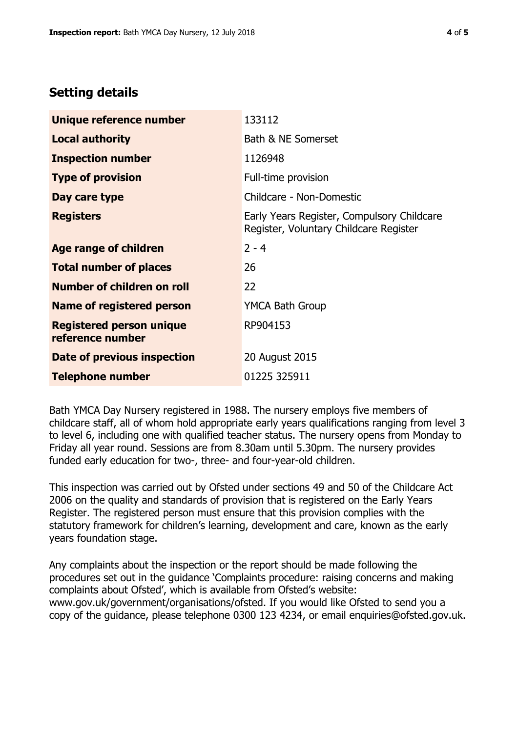## Setting details

| | |
|---|---|
| **Unique reference number** | 133112 |
| **Local authority** | Bath & NE Somerset |
| **Inspection number** | 1126948 |
| **Type of provision** | Full-time provision |
| **Day care type** | Childcare - Non-Domestic |
| **Registers** | Early Years Register, Compulsory Childcare Register, Voluntary Childcare Register |
| **Age range of children** | 2 - 4 |
| **Total number of places** | 26 |
| **Number of children on roll** | 22 |
| **Name of registered person** | YMCA Bath Group |
| **Registered person unique reference number** | RP904153 |
| **Date of previous inspection** | 20 August 2015 |
| **Telephone number** | 01225 325911 |

Bath YMCA Day Nursery registered in 1988. The nursery employs five members of childcare staff, all of whom hold appropriate early years qualifications ranging from level 3 to level 6, including one with qualified teacher status. The nursery opens from Monday to Friday all year round. Sessions are from 8.30am until 5.30pm. The nursery provides funded early education for two-, three- and four-year-old children.

This inspection was carried out by Ofsted under sections 49 and 50 of the Childcare Act 2006 on the quality and standards of provision that is registered on the Early Years Register. The registered person must ensure that this provision complies with the statutory framework for children's learning, development and care, known as the early years foundation stage.

Any complaints about the inspection or the report should be made following the procedures set out in the guidance 'Complaints procedure: raising concerns and making complaints about Ofsted', which is available from Ofsted's website: www.gov.uk/government/organisations/ofsted. If you would like Ofsted to send you a copy of the guidance, please telephone 0300 123 4234, or email enquiries@ofsted.gov.uk.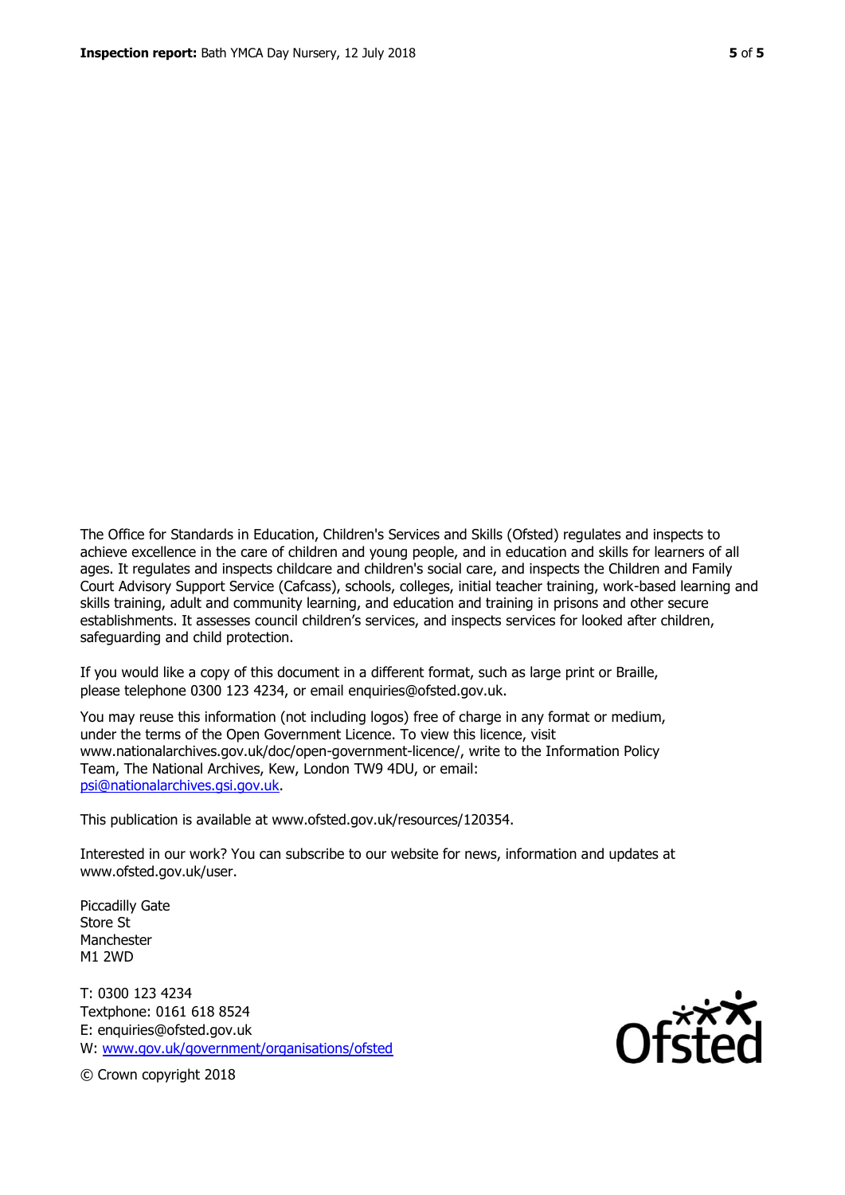The Office for Standards in Education, Children's Services and Skills (Ofsted) regulates and inspects to achieve excellence in the care of children and young people, and in education and skills for learners of all ages. It regulates and inspects childcare and children's social care, and inspects the Children and Family Court Advisory Support Service (Cafcass), schools, colleges, initial teacher training, work-based learning and skills training, adult and community learning, and education and training in prisons and other secure establishments. It assesses council children's services, and inspects services for looked after children, safeguarding and child protection.

If you would like a copy of this document in a different format, such as large print or Braille, please telephone 0300 123 4234, or email enquiries@ofsted.gov.uk.

You may reuse this information (not including logos) free of charge in any format or medium, under the terms of the Open Government Licence. To view this licence, visit www.nationalarchives.gov.uk/doc/open-government-licence/, write to the Information Policy Team, The National Archives, Kew, London TW9 4DU, or email: psi@nationalarchives.gsi.gov.uk.

This publication is available at www.ofsted.gov.uk/resources/120354.

Interested in our work? You can subscribe to our website for news, information and updates at www.ofsted.gov.uk/user.

Piccadilly Gate
Store St
Manchester
M1 2WD

T: 0300 123 4234
Textphone: 0161 618 8524
E: enquiries@ofsted.gov.uk
W: www.gov.uk/government/organisations/ofsted

© Crown copyright 2018

Ofsted